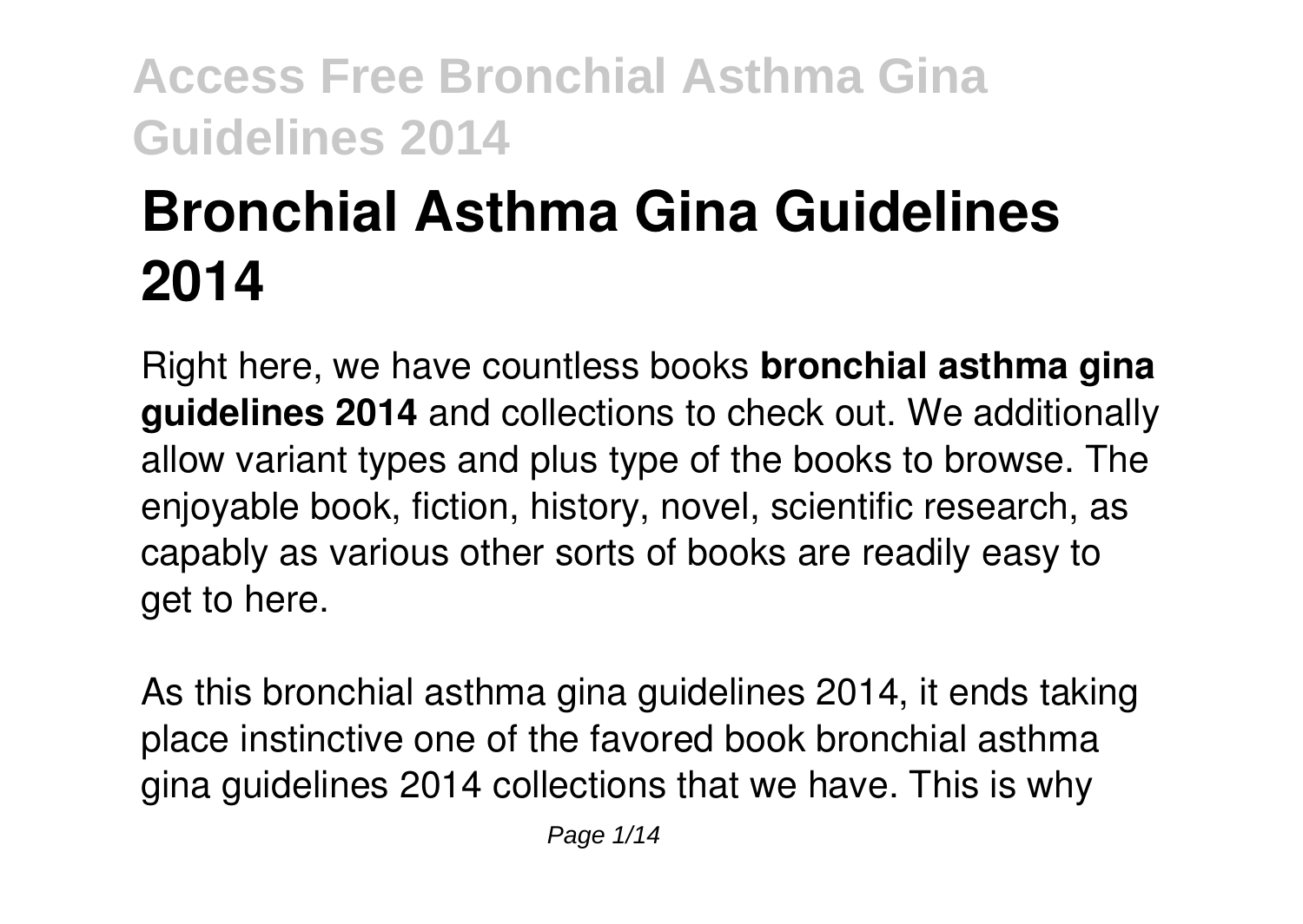# Bronchial Asthma Gina Guidelines 2014

Right here, we have countless books **bronchial asthma gina guidelines 2014** and collections to check out. We additionally allow variant types and plus type of the books to browse. The enjoyable book, fiction, history, novel, scientific research, as capably as various other sorts of books are readily easy to get to here.

As this bronchial asthma gina guidelines 2014, it ends taking place instinctive one of the favored book bronchial asthma gina guidelines 2014 collections that we have. This is why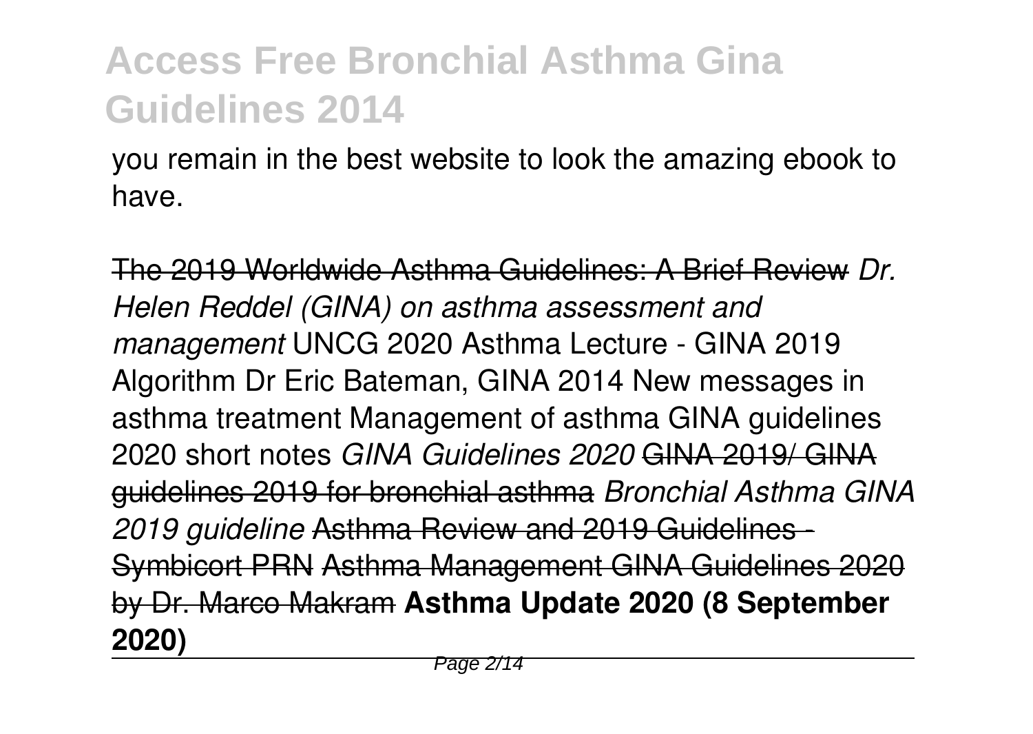you remain in the best website to look the amazing ebook to have.

~~The 2019 Worldwide Asthma Guidelines: A Brief Review~~ *Dr. Helen Reddel (GINA) on asthma assessment and management* UNCG 2020 Asthma Lecture - GINA 2019 Algorithm Dr Eric Bateman, GINA 2014 New messages in asthma treatment Management of asthma GINA guidelines 2020 short notes *GINA Guidelines 2020* ~~GINA 2019/ GINA guidelines 2019 for bronchial asthma~~ *Bronchial Asthma GINA 2019 guideline* ~~Asthma Review and 2019 Guidelines - Symbicort PRN~~ ~~Asthma Management GINA Guidelines 2020 by Dr. Marco Makram~~ **Asthma Update 2020 (8 September 2020)**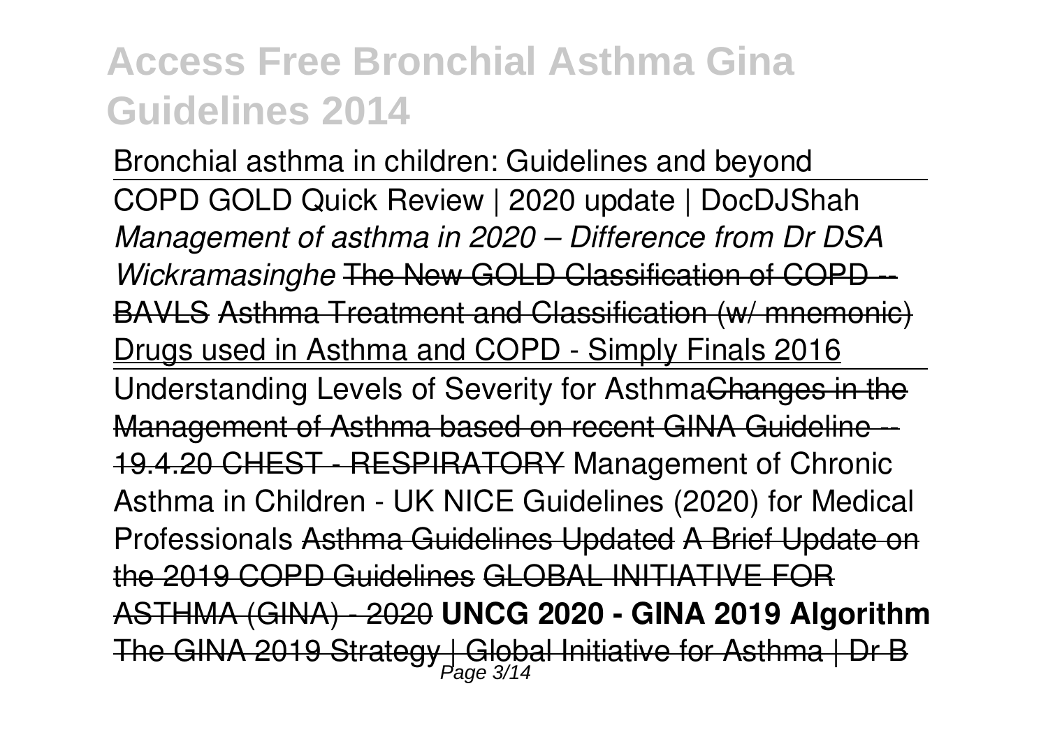Bronchial asthma in children: Guidelines and beyond

COPD GOLD Quick Review | 2020 update | DocDJShah *Management of asthma in 2020 – Difference from Dr DSA Wickramasinghe* ~~The New GOLD Classification of COPD -- BAVLS~~ ~~Asthma Treatment and Classification (w/ mnemonic)~~ Drugs used in Asthma and COPD - Simply Finals 2016

Understanding Levels of Severity for Asthma~~Changes in the Management of Asthma based on recent GINA Guideline -- 19.4.20 CHEST - RESPIRATORY~~ Management of Chronic Asthma in Children - UK NICE Guidelines (2020) for Medical Professionals ~~Asthma Guidelines Updated~~ ~~A Brief Update on the 2019 COPD Guidelines~~ ~~GLOBAL INITIATIVE FOR ASTHMA (GINA) - 2020~~ **UNCG 2020 - GINA 2019 Algorithm** ~~The GINA 2019 Strategy | Global Initiative for Asthma | Dr B~~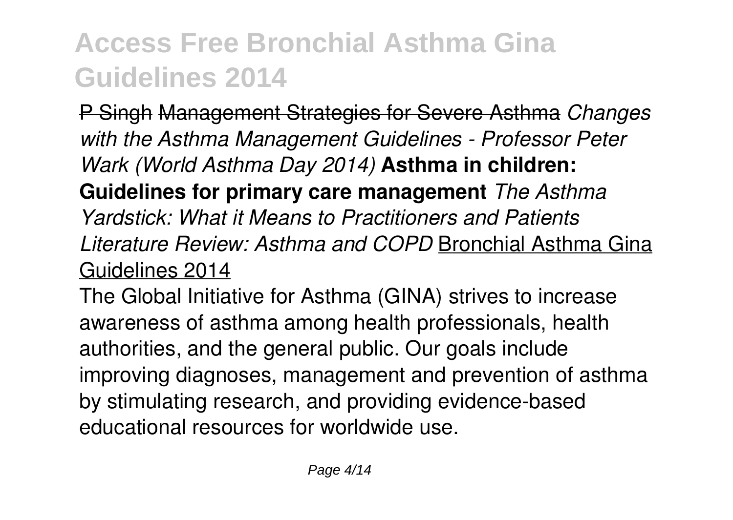P Singh Management Strategies for Severe Asthma *Changes with the Asthma Management Guidelines - Professor Peter Wark (World Asthma Day 2014)* **Asthma in children: Guidelines for primary care management** *The Asthma Yardstick: What it Means to Practitioners and Patients Literature Review: Asthma and COPD* Bronchial Asthma Gina Guidelines 2014

The Global Initiative for Asthma (GINA) strives to increase awareness of asthma among health professionals, health authorities, and the general public. Our goals include improving diagnoses, management and prevention of asthma by stimulating research, and providing evidence-based educational resources for worldwide use.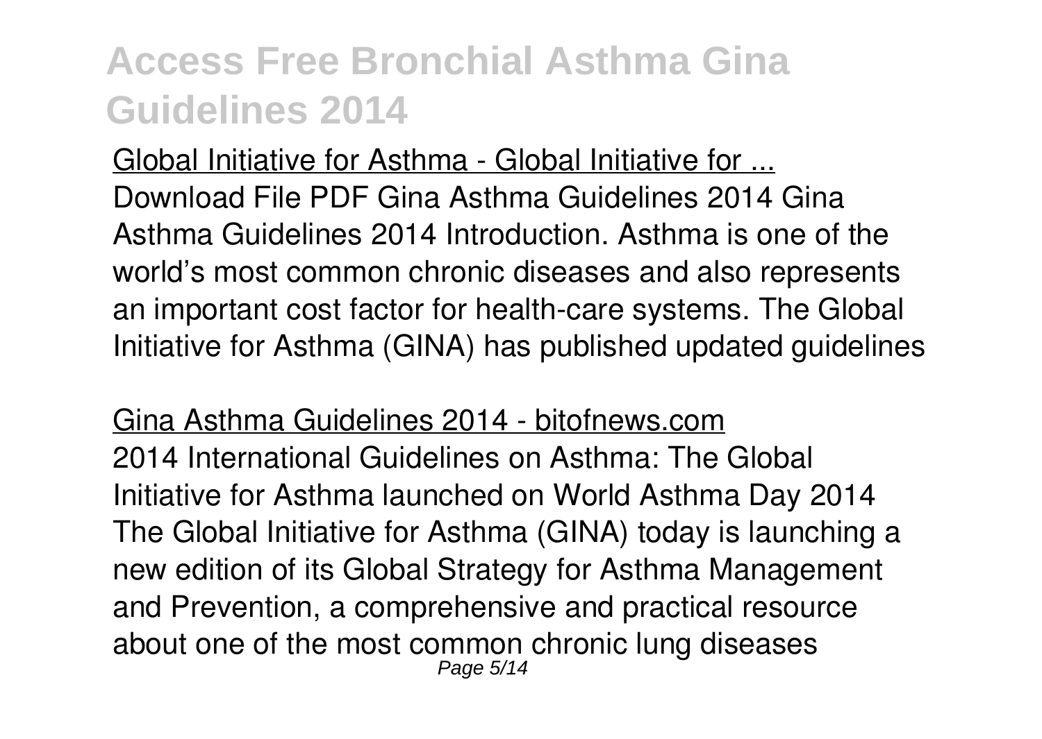Global Initiative for Asthma - Global Initiative for ...

Download File PDF Gina Asthma Guidelines 2014 Gina Asthma Guidelines 2014 Introduction. Asthma is one of the world's most common chronic diseases and also represents an important cost factor for health-care systems. The Global Initiative for Asthma (GINA) has published updated guidelines

Gina Asthma Guidelines 2014 - bitofnews.com

2014 International Guidelines on Asthma: The Global Initiative for Asthma launched on World Asthma Day 2014 The Global Initiative for Asthma (GINA) today is launching a new edition of its Global Strategy for Asthma Management and Prevention, a comprehensive and practical resource about one of the most common chronic lung diseases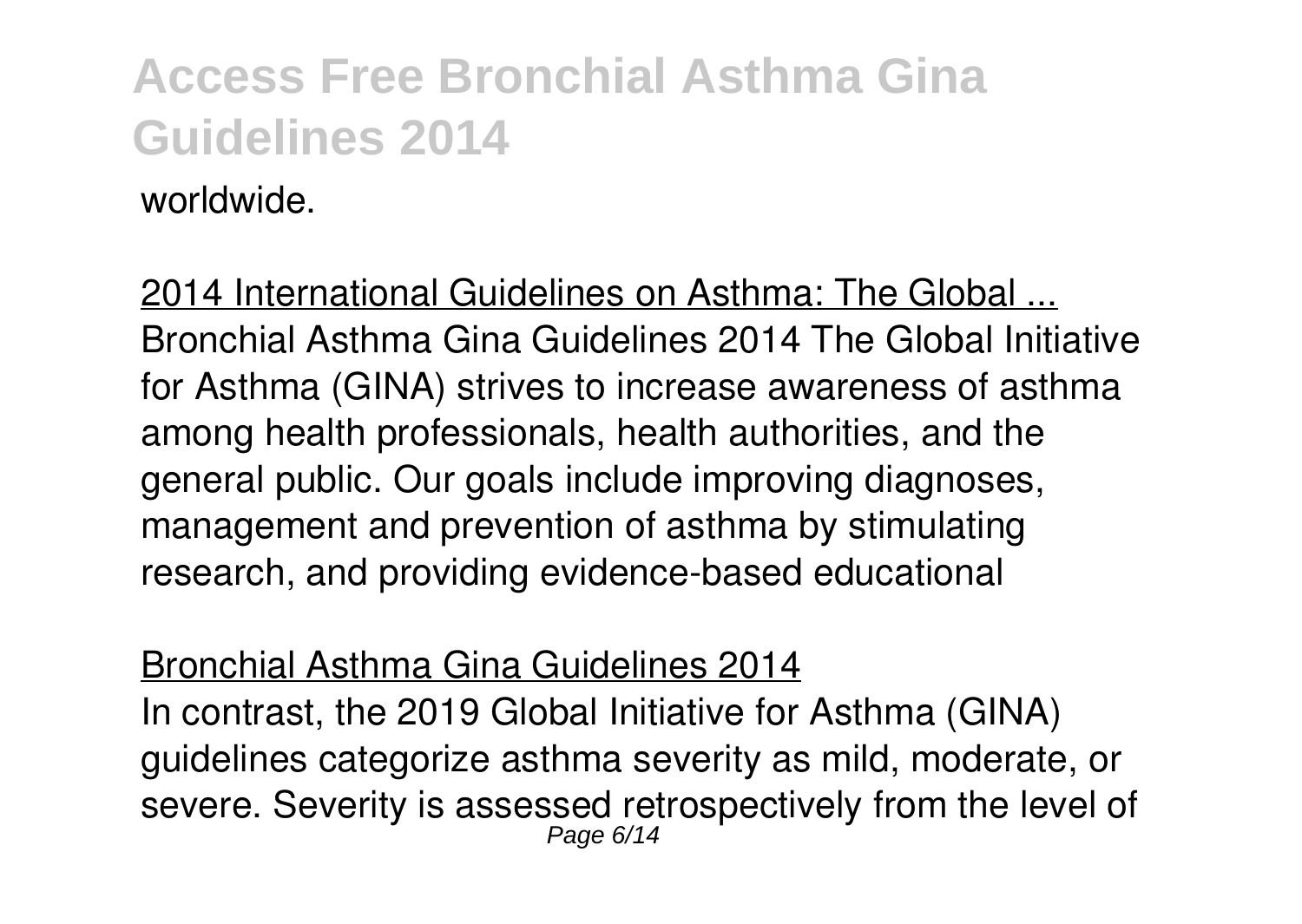worldwide.

2014 International Guidelines on Asthma: The Global ...

Bronchial Asthma Gina Guidelines 2014 The Global Initiative for Asthma (GINA) strives to increase awareness of asthma among health professionals, health authorities, and the general public. Our goals include improving diagnoses, management and prevention of asthma by stimulating research, and providing evidence-based educational

Bronchial Asthma Gina Guidelines 2014

In contrast, the 2019 Global Initiative for Asthma (GINA) guidelines categorize asthma severity as mild, moderate, or severe. Severity is assessed retrospectively from the level of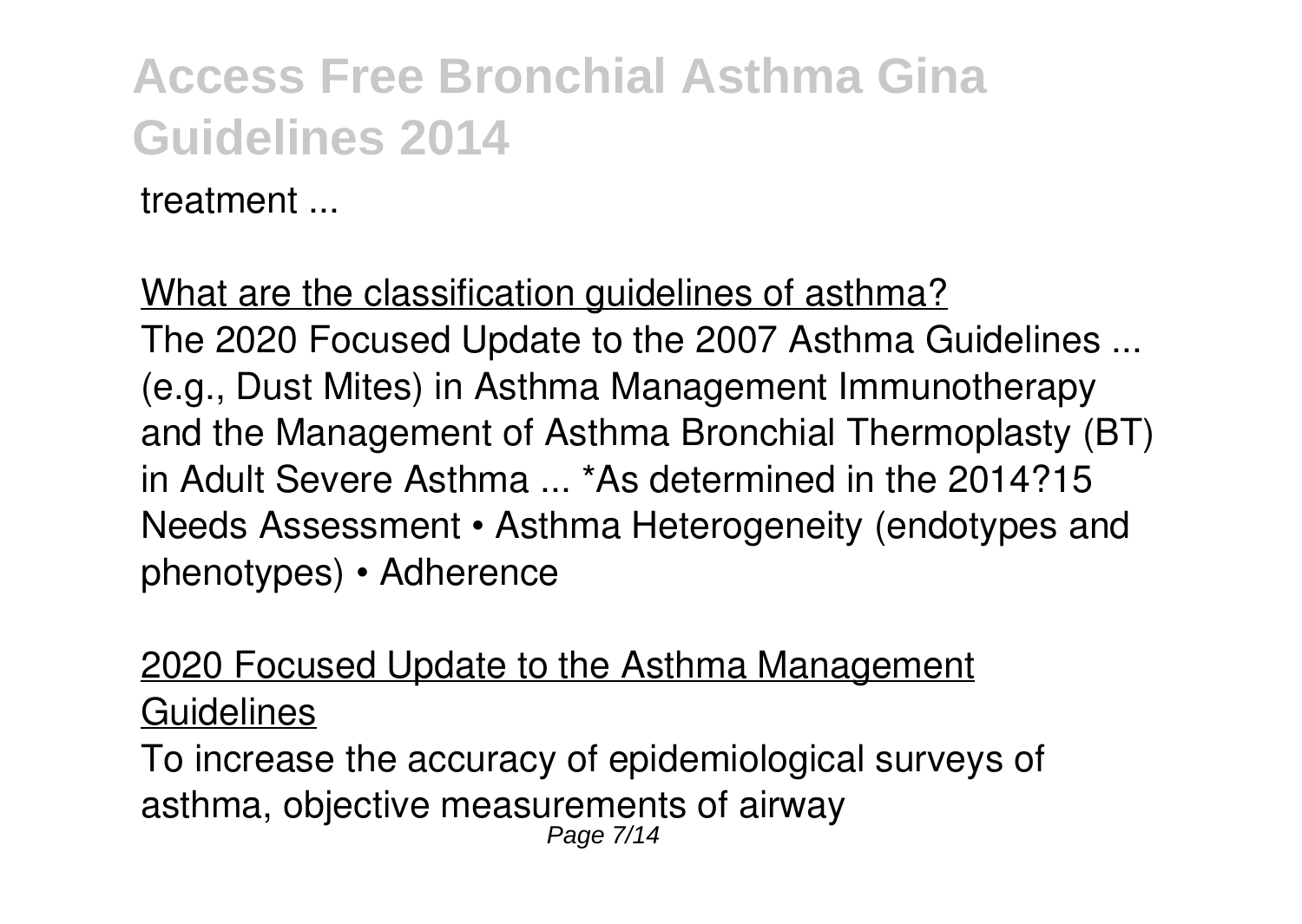treatment ...

What are the classification guidelines of asthma?

The 2020 Focused Update to the 2007 Asthma Guidelines ... (e.g., Dust Mites) in Asthma Management Immunotherapy and the Management of Asthma Bronchial Thermoplasty (BT) in Adult Severe Asthma ... *As determined in the 2014?15 Needs Assessment • Asthma Heterogeneity (endotypes and phenotypes) • Adherence

2020 Focused Update to the Asthma Management Guidelines

To increase the accuracy of epidemiological surveys of asthma, objective measurements of airway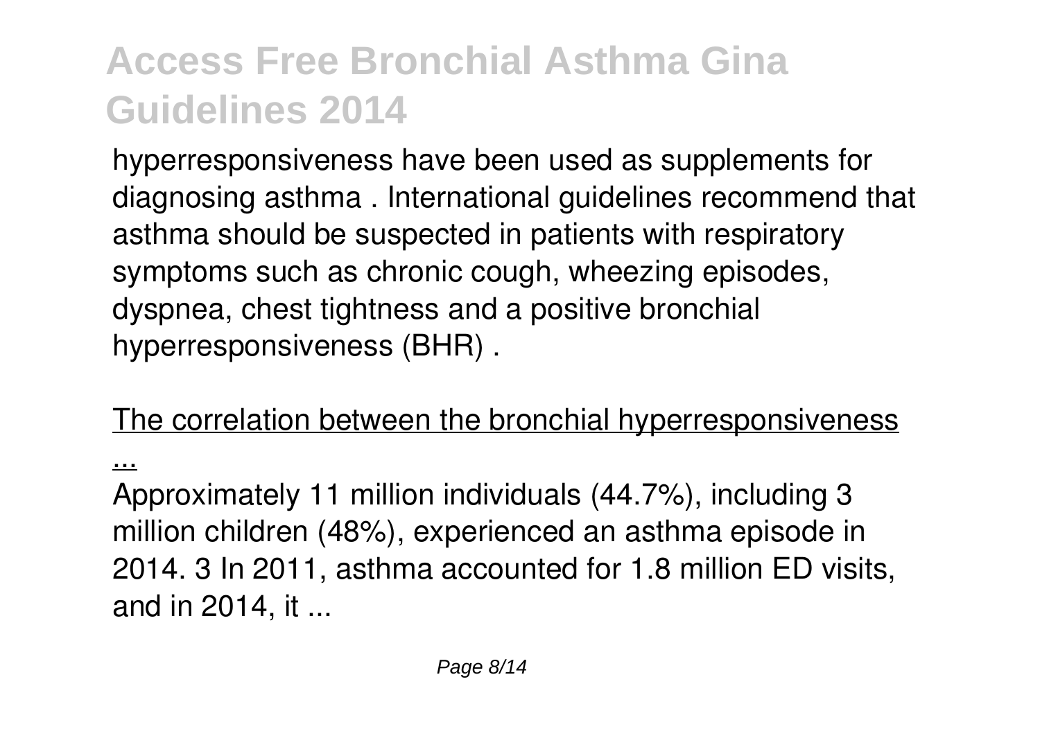hyperresponsiveness have been used as supplements for diagnosing asthma . International guidelines recommend that asthma should be suspected in patients with respiratory symptoms such as chronic cough, wheezing episodes, dyspnea, chest tightness and a positive bronchial hyperresponsiveness (BHR) .

The correlation between the bronchial hyperresponsiveness ...

Approximately 11 million individuals (44.7%), including 3 million children (48%), experienced an asthma episode in 2014. 3 In 2011, asthma accounted for 1.8 million ED visits, and in 2014, it ...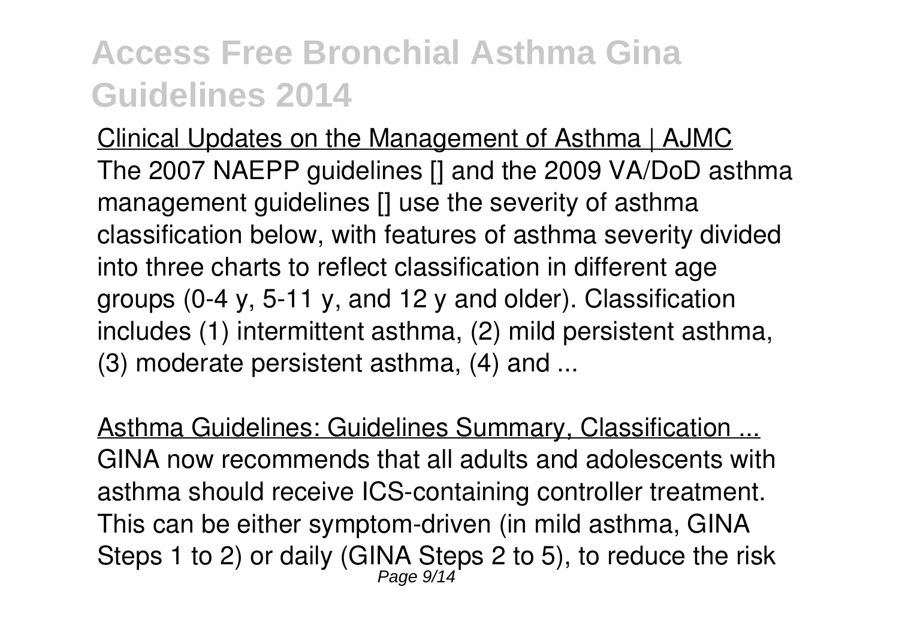Clinical Updates on the Management of Asthma | AJMC

The 2007 NAEPP guidelines [] and the 2009 VA/DoD asthma management guidelines [] use the severity of asthma classification below, with features of asthma severity divided into three charts to reflect classification in different age groups (0-4 y, 5-11 y, and 12 y and older). Classification includes (1) intermittent asthma, (2) mild persistent asthma, (3) moderate persistent asthma, (4) and ...

Asthma Guidelines: Guidelines Summary, Classification ...

GINA now recommends that all adults and adolescents with asthma should receive ICS-containing controller treatment. This can be either symptom-driven (in mild asthma, GINA Steps 1 to 2) or daily (GINA Steps 2 to 5), to reduce the risk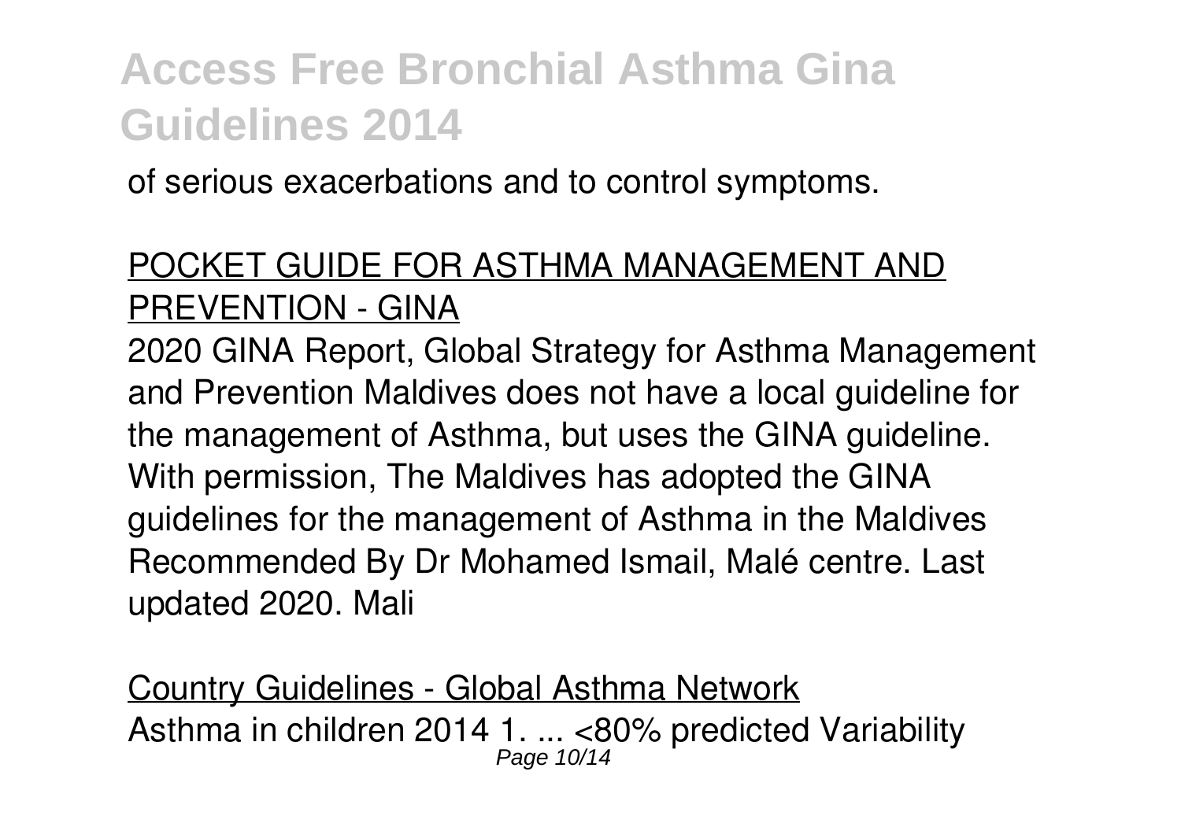of serious exacerbations and to control symptoms.

POCKET GUIDE FOR ASTHMA MANAGEMENT AND PREVENTION - GINA

2020 GINA Report, Global Strategy for Asthma Management and Prevention Maldives does not have a local guideline for the management of Asthma, but uses the GINA guideline. With permission, The Maldives has adopted the GINA guidelines for the management of Asthma in the Maldives Recommended By Dr Mohamed Ismail, Malé centre. Last updated 2020. Mali

Country Guidelines - Global Asthma Network

Asthma in children 2014 1. ... <80% predicted Variability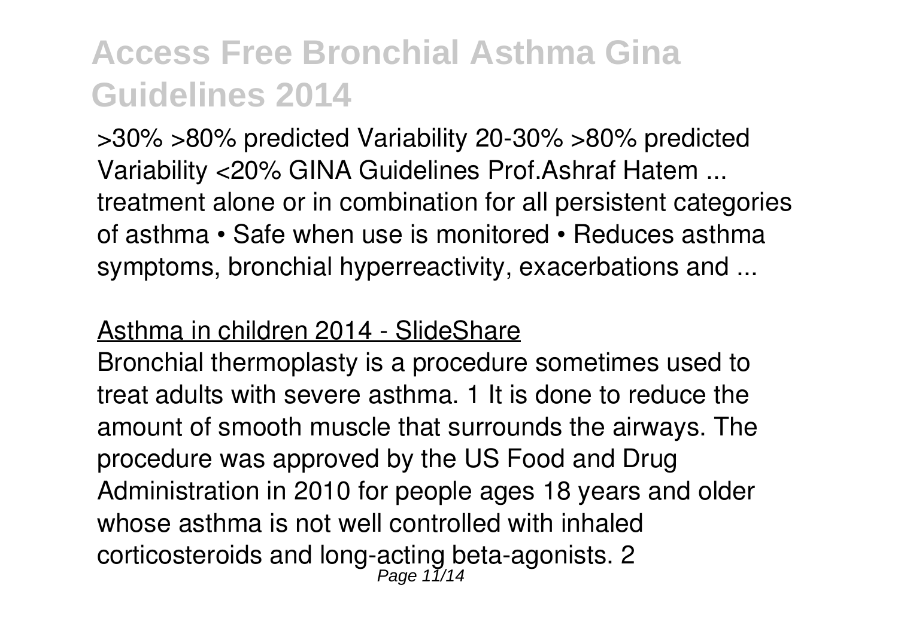>30% >80% predicted Variability 20-30% >80% predicted Variability <20% GINA Guidelines Prof.Ashraf Hatem ... treatment alone or in combination for all persistent categories of asthma • Safe when use is monitored • Reduces asthma symptoms, bronchial hyperreactivity, exacerbations and ...

## Asthma in children 2014 - SlideShare

Bronchial thermoplasty is a procedure sometimes used to treat adults with severe asthma. 1 It is done to reduce the amount of smooth muscle that surrounds the airways. The procedure was approved by the US Food and Drug Administration in 2010 for people ages 18 years and older whose asthma is not well controlled with inhaled corticosteroids and long-acting beta-agonists. 2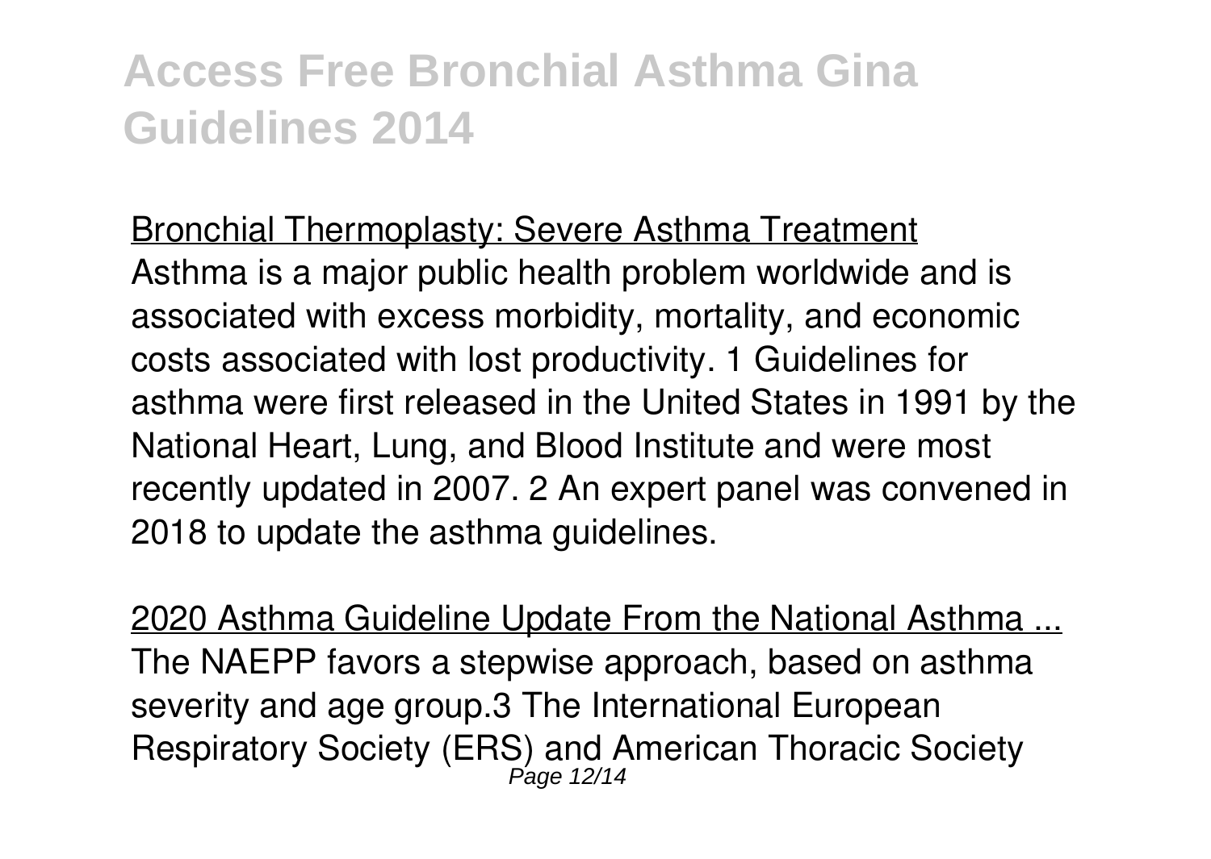Bronchial Thermoplasty: Severe Asthma Treatment

Asthma is a major public health problem worldwide and is associated with excess morbidity, mortality, and economic costs associated with lost productivity. 1 Guidelines for asthma were first released in the United States in 1991 by the National Heart, Lung, and Blood Institute and were most recently updated in 2007. 2 An expert panel was convened in 2018 to update the asthma guidelines.

2020 Asthma Guideline Update From the National Asthma ...

The NAEPP favors a stepwise approach, based on asthma severity and age group.3 The International European Respiratory Society (ERS) and American Thoracic Society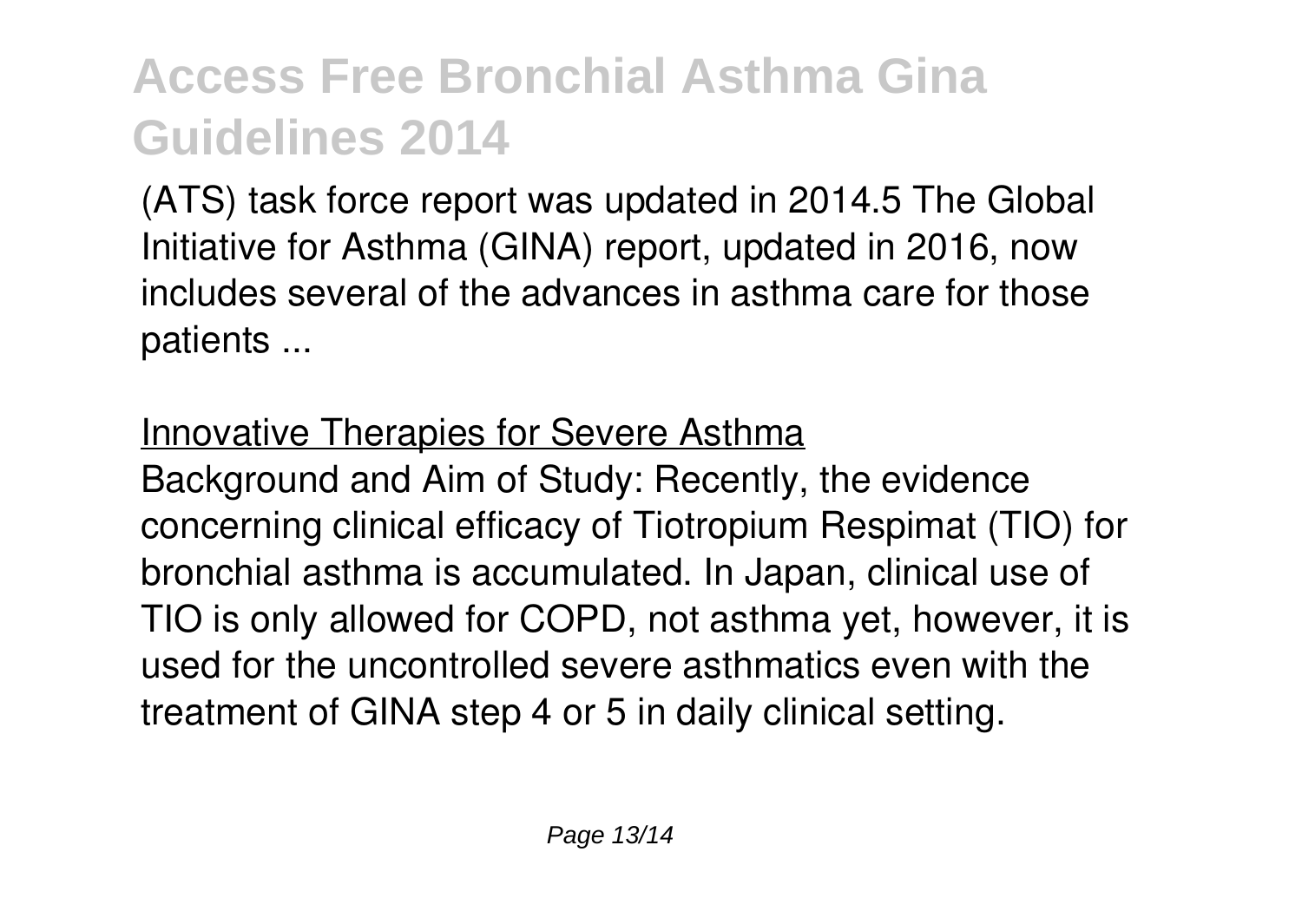(ATS) task force report was updated in 2014.5 The Global Initiative for Asthma (GINA) report, updated in 2016, now includes several of the advances in asthma care for those patients ...

## Innovative Therapies for Severe Asthma

Background and Aim of Study: Recently, the evidence concerning clinical efficacy of Tiotropium Respimat (TIO) for bronchial asthma is accumulated. In Japan, clinical use of TIO is only allowed for COPD, not asthma yet, however, it is used for the uncontrolled severe asthmatics even with the treatment of GINA step 4 or 5 in daily clinical setting.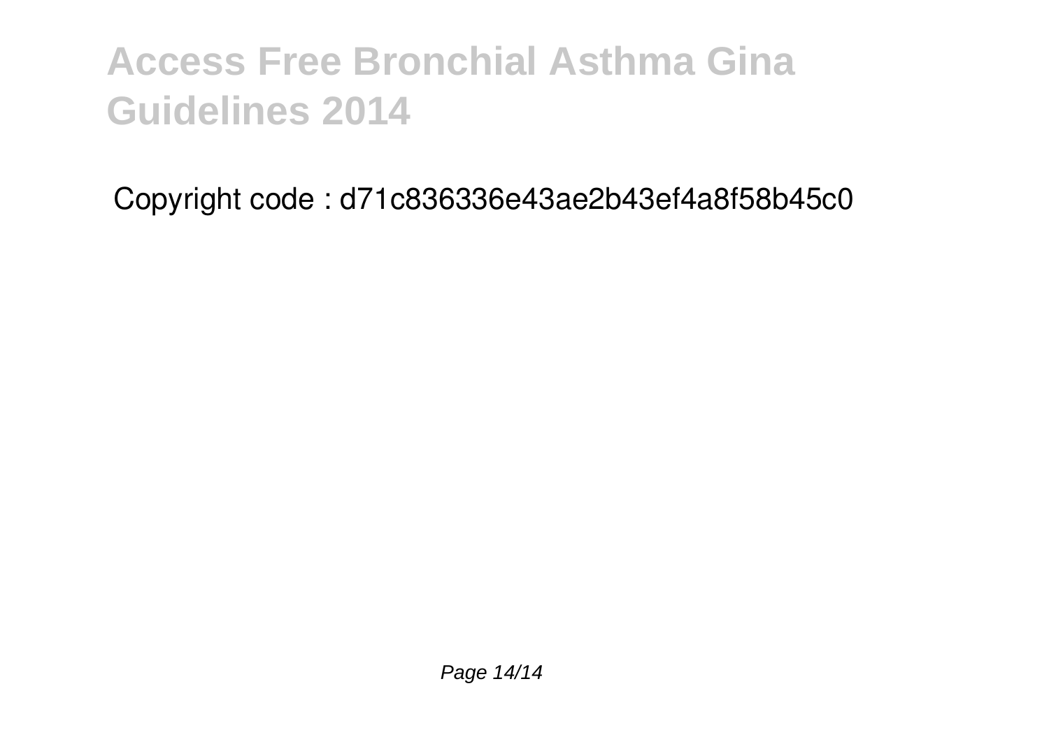Copyright code : d71c836336e43ae2b43ef4a8f58b45c0